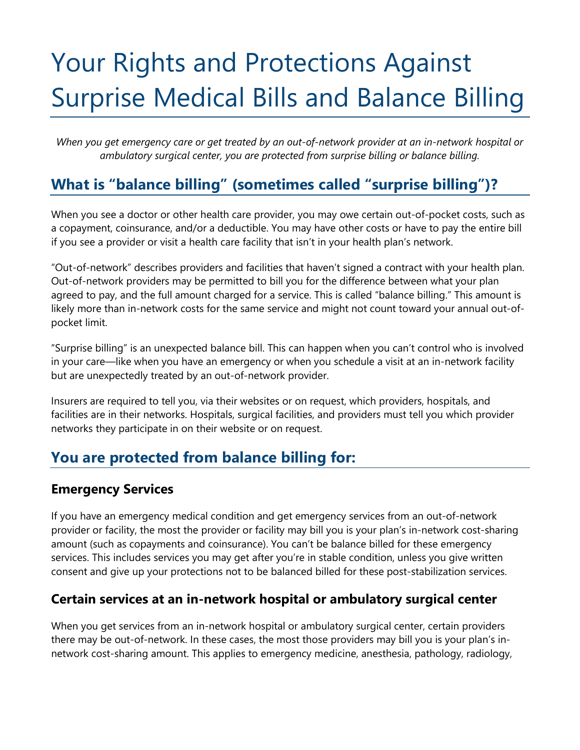# Your Rights and Protections Against Surprise Medical Bills and Balance Billing

*When you get emergency care or get treated by an out-of-network provider at an in-network hospital or ambulatory surgical center, you are protected from surprise billing or balance billing.*

## What is "balance billing" (sometimes called "surprise billing")?

When you see a doctor or other health care provider, you may owe certain out-of-pocket costs, such as a copayment, coinsurance, and/or a deductible. You may have other costs or have to pay the entire bill if you see a provider or visit a health care facility that isn't in your health plan's network.

"Out-of-network" describes providers and facilities that haven't signed a contract with your health plan. Out-of-network providers may be permitted to bill you for the difference between what your plan agreed to pay, and the full amount charged for a service. This is called "balance billing." This amount is likely more than in-network costs for the same service and might not count toward your annual out-of-pocket limit.

"Surprise billing" is an unexpected balance bill. This can happen when you can't control who is involved in your care—like when you have an emergency or when you schedule a visit at an in-network facility but are unexpectedly treated by an out-of-network provider.

Insurers are required to tell you, via their websites or on request, which providers, hospitals, and facilities are in their networks. Hospitals, surgical facilities, and providers must tell you which provider networks they participate in on their website or on request.

## You are protected from balance billing for:

### Emergency Services

If you have an emergency medical condition and get emergency services from an out-of-network provider or facility, the most the provider or facility may bill you is your plan's in-network cost-sharing amount (such as copayments and coinsurance). You can't be balance billed for these emergency services. This includes services you may get after you're in stable condition, unless you give written consent and give up your protections not to be balanced billed for these post-stabilization services.

### Certain services at an in-network hospital or ambulatory surgical center

When you get services from an in-network hospital or ambulatory surgical center, certain providers there may be out-of-network. In these cases, the most those providers may bill you is your plan's in-network cost-sharing amount. This applies to emergency medicine, anesthesia, pathology, radiology,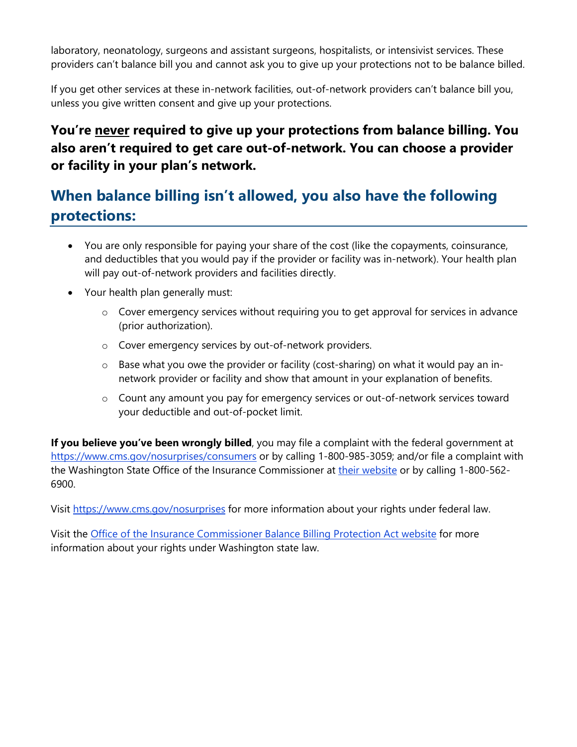laboratory, neonatology, surgeons and assistant surgeons, hospitalists, or intensivist services. These providers can't balance bill you and cannot ask you to give up your protections not to be balance billed.

If you get other services at these in-network facilities, out-of-network providers can't balance bill you, unless you give written consent and give up your protections.

**You're never required to give up your protections from balance billing. You also aren't required to get care out-of-network. You can choose a provider or facility in your plan's network.**

## When balance billing isn't allowed, you also have the following protections:

- You are only responsible for paying your share of the cost (like the copayments, coinsurance, and deductibles that you would pay if the provider or facility was in-network). Your health plan will pay out-of-network providers and facilities directly.
- Your health plan generally must:
  - Cover emergency services without requiring you to get approval for services in advance (prior authorization).
  - Cover emergency services by out-of-network providers.
  - Base what you owe the provider or facility (cost-sharing) on what it would pay an in-network provider or facility and show that amount in your explanation of benefits.
  - Count any amount you pay for emergency services or out-of-network services toward your deductible and out-of-pocket limit.

**If you believe you've been wrongly billed**, you may file a complaint with the federal government at https://www.cms.gov/nosurprises/consumers or by calling 1-800-985-3059; and/or file a complaint with the Washington State Office of the Insurance Commissioner at their website or by calling 1-800-562-6900.

Visit https://www.cms.gov/nosurprises for more information about your rights under federal law.

Visit the Office of the Insurance Commissioner Balance Billing Protection Act website for more information about your rights under Washington state law.